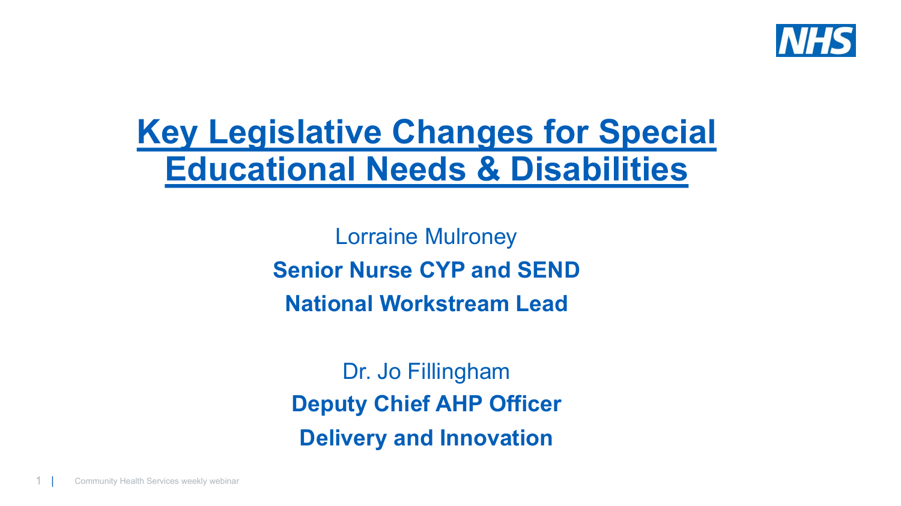# Key Legislative Changes for Special Educational Needs & Disabilities

Lorraine Mulroney

**Senior Nurse CYP and SEND**

**National Workstream Lead**

Dr. Jo Fillingham

**Deputy Chief AHP Officer**

**Delivery and Innovation**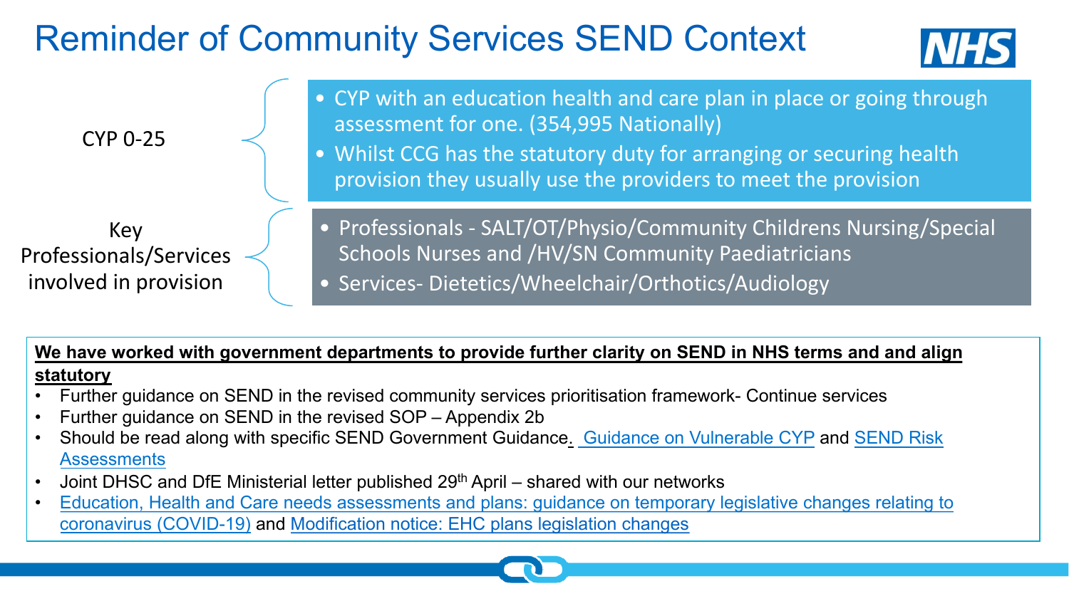# Reminder of Community Services SEND Context

**CYP 0-25**

- CYP with an education health and care plan in place or going through assessment for one. (354,995 Nationally)
- Whilst CCG has the statutory duty for arranging or securing health provision they usually use the providers to meet the provision

**Key Professionals/Services involved in provision**

- Professionals - SALT/OT/Physio/Community Childrens Nursing/Special Schools Nurses and /HV/SN Community Paediatricians
- Services- Dietetics/Wheelchair/Orthotics/Audiology

**<u>We have worked with government departments to provide further clarity on SEND in NHS terms and and align statutory</u>**

- Further guidance on SEND in the revised community services prioritisation framework- Continue services
- Further guidance on SEND in the revised SOP – Appendix 2b
- Should be read along with specific SEND Government Guidance. Guidance on Vulnerable CYP and SEND Risk Assessments
- Joint DHSC and DfE Ministerial letter published 29th April – shared with our networks
- Education, Health and Care needs assessments and plans: guidance on temporary legislative changes relating to coronavirus (COVID-19) and Modification notice: EHC plans legislation changes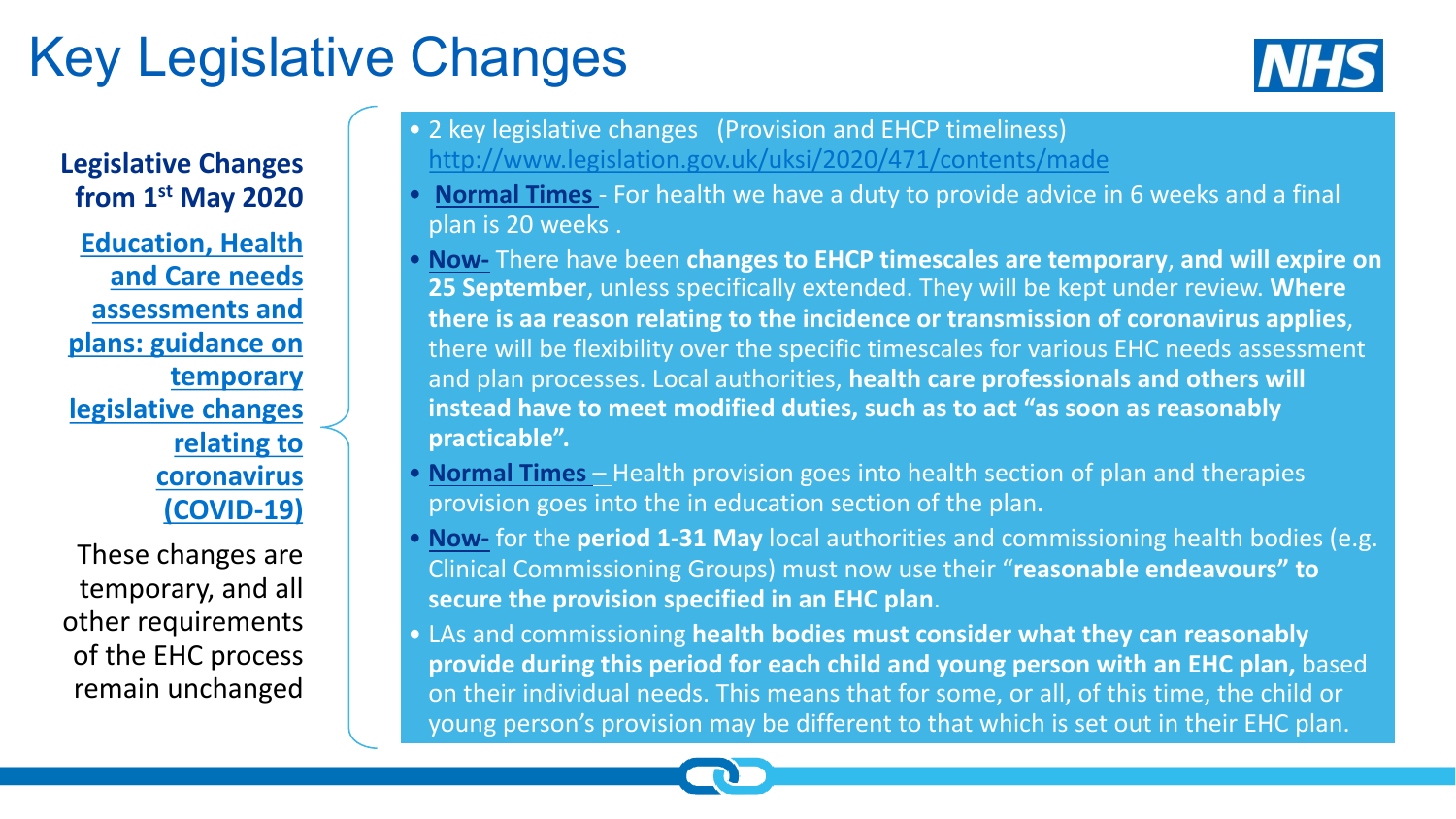# Key Legislative Changes

**Legislative Changes from 1st May 2020**

**Education, Health and Care needs assessments and plans: guidance on temporary legislative changes relating to coronavirus (COVID-19)**

These changes are temporary, and all other requirements of the EHC process remain unchanged

- 2 key legislative changes (Provision and EHCP timeliness) http://www.legislation.gov.uk/uksi/2020/471/contents/made
- **Normal Times** - For health we have a duty to provide advice in 6 weeks and a final plan is 20 weeks .
- **Now-** There have been **changes to EHCP timescales are temporary**, **and will expire on 25 September**, unless specifically extended. They will be kept under review. **Where there is aa reason relating to the incidence or transmission of coronavirus applies**, there will be flexibility over the specific timescales for various EHC needs assessment and plan processes. Local authorities, **health care professionals and others will instead have to meet modified duties, such as to act "as soon as reasonably practicable".**
- **Normal Times** – Health provision goes into health section of plan and therapies provision goes into the in education section of the plan**.**
- **Now-** for the **period 1-31 May** local authorities and commissioning health bodies (e.g. Clinical Commissioning Groups) must now use their "**reasonable endeavours" to secure the provision specified in an EHC plan**.
- LAs and commissioning **health bodies must consider what they can reasonably provide during this period for each child and young person with an EHC plan,** based on their individual needs. This means that for some, or all, of this time, the child or young person's provision may be different to that which is set out in their EHC plan.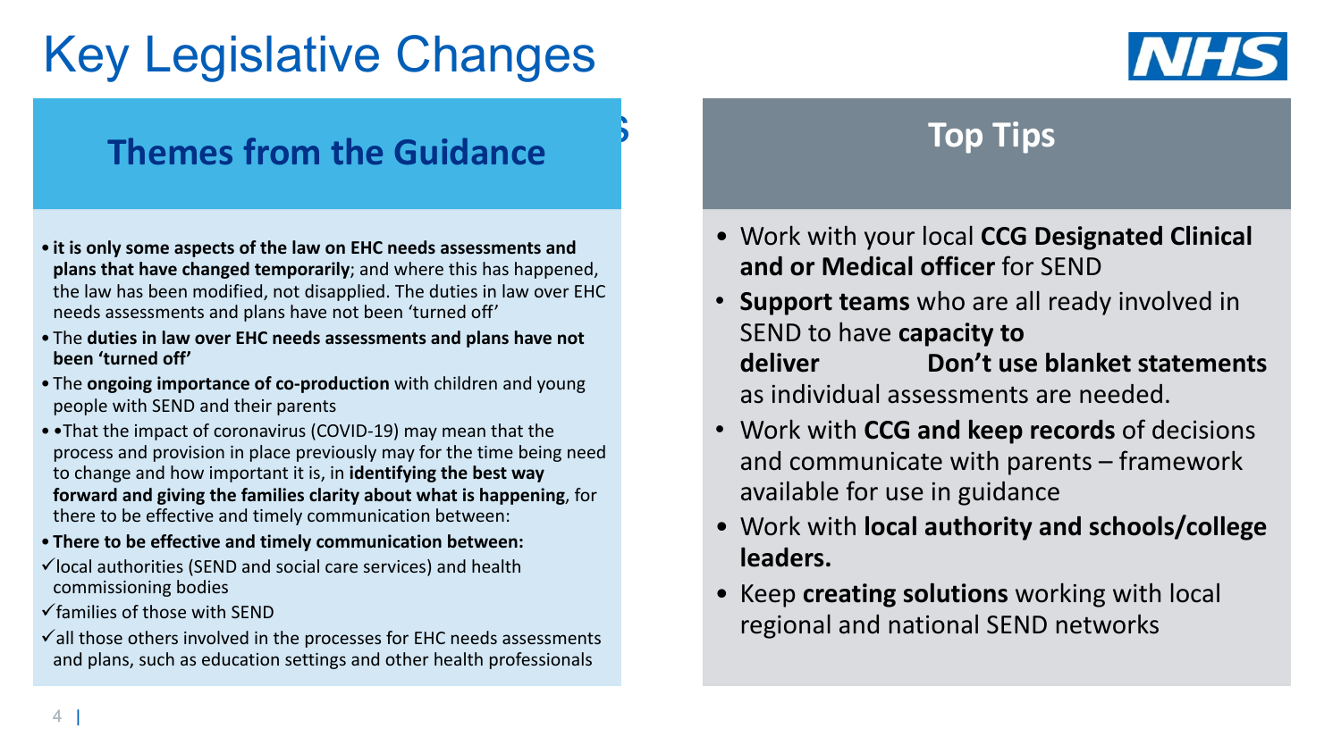# Key Legislative Changes

## Themes from the Guidance

- **it is only some aspects of the law on EHC needs assessments and plans that have changed temporarily**; and where this has happened, the law has been modified, not disapplied. The duties in law over EHC needs assessments and plans have not been 'turned off'
- The **duties in law over EHC needs assessments and plans have not been 'turned off'**
- The **ongoing importance of co-production** with children and young people with SEND and their parents
- •That the impact of coronavirus (COVID-19) may mean that the process and provision in place previously may for the time being need to change and how important it is, in **identifying the best way forward and giving the families clarity about what is happening**, for there to be effective and timely communication between:
- **There to be effective and timely communication between:**

✓local authorities (SEND and social care services) and health commissioning bodies

✓families of those with SEND

✓all those others involved in the processes for EHC needs assessments and plans, such as education settings and other health professionals

## Top Tips

- Work with your local **CCG Designated Clinical and or Medical officer** for SEND
- **Support teams** who are all ready involved in SEND to have **capacity to deliver** **Don't use blanket statements** as individual assessments are needed.
- Work with **CCG and keep records** of decisions and communicate with parents – framework available for use in guidance
- Work with **local authority and schools/college leaders.**
- Keep **creating solutions** working with local regional and national SEND networks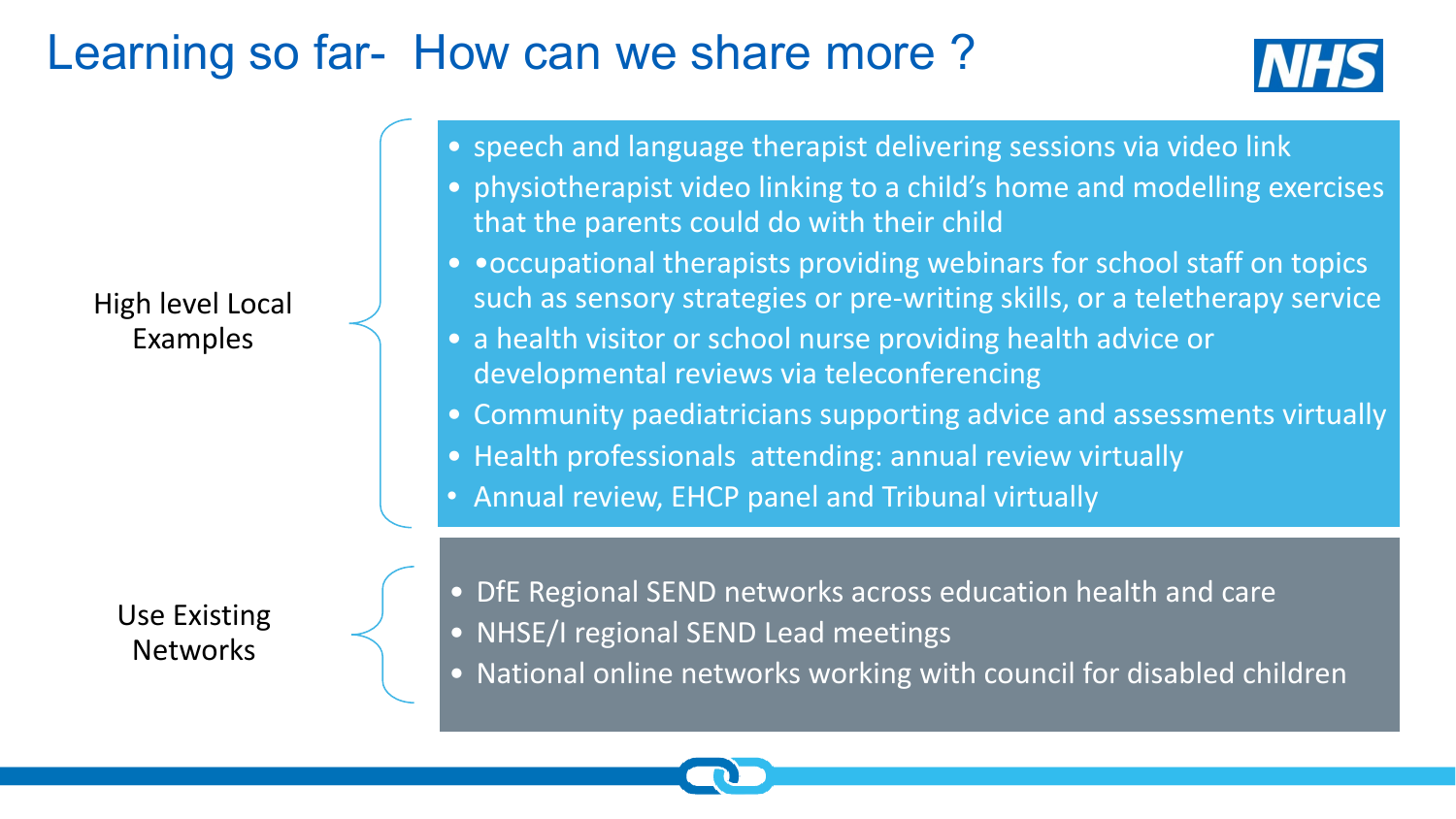# Learning so far- How can we share more ?

**High level Local Examples**

- speech and language therapist delivering sessions via video link
- physiotherapist video linking to a child's home and modelling exercises that the parents could do with their child
- •occupational therapists providing webinars for school staff on topics such as sensory strategies or pre-writing skills, or a teletherapy service
- a health visitor or school nurse providing health advice or developmental reviews via teleconferencing
- Community paediatricians supporting advice and assessments virtually
- Health professionals attending: annual review virtually
- Annual review, EHCP panel and Tribunal virtually

**Use Existing Networks**

- DfE Regional SEND networks across education health and care
- NHSE/I regional SEND Lead meetings
- National online networks working with council for disabled children